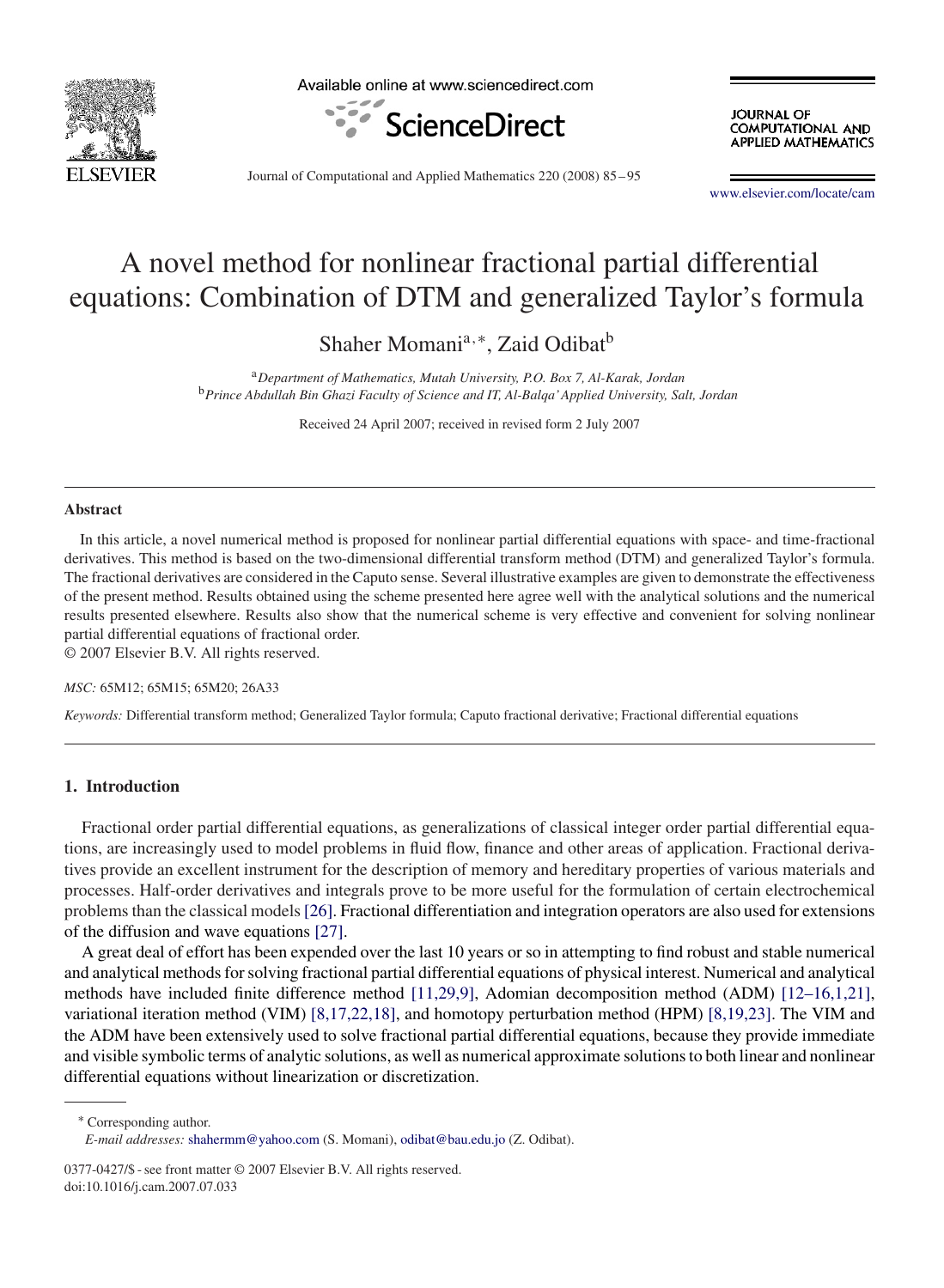# A novel method for nonlinear fractional partial differential equations: Combination of DTM and generalized Taylor's formula

Shaher Momani[a,*], Zaid Odibat[b]

[a] *Department of Mathematics, Mutah University, P.O. Box 7, Al-Karak, Jordan*
[b] *Prince Abdullah Bin Ghazi Faculty of Science and IT, Al-Balqa' Applied University, Salt, Jordan*

Received 24 April 2007; received in revised form 2 July 2007

## Abstract

In this article, a novel numerical method is proposed for nonlinear partial differential equations with space- and time-fractional derivatives. This method is based on the two-dimensional differential transform method (DTM) and generalized Taylor's formula. The fractional derivatives are considered in the Caputo sense. Several illustrative examples are given to demonstrate the effectiveness of the present method. Results obtained using the scheme presented here agree well with the analytical solutions and the numerical results presented elsewhere. Results also show that the numerical scheme is very effective and convenient for solving nonlinear partial differential equations of fractional order.

© 2007 Elsevier B.V. All rights reserved.

*MSC:* 65M12; 65M15; 65M20; 26A33

*Keywords:* Differential transform method; Generalized Taylor formula; Caputo fractional derivative; Fractional differential equations

## 1. Introduction

Fractional order partial differential equations, as generalizations of classical integer order partial differential equations, are increasingly used to model problems in fluid flow, finance and other areas of application. Fractional derivatives provide an excellent instrument for the description of memory and hereditary properties of various materials and processes. Half-order derivatives and integrals prove to be more useful for the formulation of certain electrochemical problems than the classical models [26]. Fractional differentiation and integration operators are also used for extensions of the diffusion and wave equations [27].

A great deal of effort has been expended over the last 10 years or so in attempting to find robust and stable numerical and analytical methods for solving fractional partial differential equations of physical interest. Numerical and analytical methods have included finite difference method [11,29,9], Adomian decomposition method (ADM) [12–16,1,21], variational iteration method (VIM) [8,17,22,18], and homotopy perturbation method (HPM) [8,19,23]. The VIM and the ADM have been extensively used to solve fractional partial differential equations, because they provide immediate and visible symbolic terms of analytic solutions, as well as numerical approximate solutions to both linear and nonlinear differential equations without linearization or discretization.

* Corresponding author.
*E-mail addresses:* shahermm@yahoo.com (S. Momani), odibat@bau.edu.jo (Z. Odibat).

0377-0427/$ - see front matter © 2007 Elsevier B.V. All rights reserved.
doi:10.1016/j.cam.2007.07.033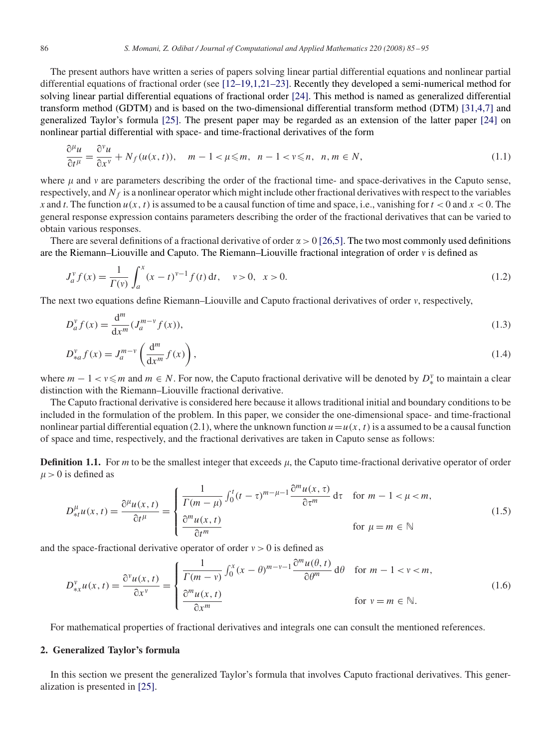The present authors have written a series of papers solving linear partial differential equations and nonlinear partial differential equations of fractional order (see [12–19,1,21–23]. Recently they developed a semi-numerical method for solving linear partial differential equations of fractional order [24]. This method is named as generalized differential transform method (GDTM) and is based on the two-dimensional differential transform method (DTM) [31,4,7] and generalized Taylor's formula [25]. The present paper may be regarded as an extension of the latter paper [24] on nonlinear partial differential with space- and time-fractional derivatives of the form

$$\frac{\partial^{\mu} u}{\partial t^{\mu}} = \frac{\partial^{v} u}{\partial x^{v}} + N_f(u(x,t)), \quad m-1<\mu \leqslant m, \quad n-1<v \leqslant n, \quad n,m \in N, \tag{1.1}$$

where $\mu$ and $v$ are parameters describing the order of the fractional time- and space-derivatives in the Caputo sense, respectively, and $N_f$ is a nonlinear operator which might include other fractional derivatives with respect to the variables $x$ and $t$. The function $u(x,t)$ is assumed to be a causal function of time and space, i.e., vanishing for $t<0$ and $x<0$. The general response expression contains parameters describing the order of the fractional derivatives that can be varied to obtain various responses.

There are several definitions of a fractional derivative of order $\alpha>0$ [26,5]. The two most commonly used definitions are the Riemann–Liouville and Caputo. The Riemann–Liouville fractional integration of order $v$ is defined as

$$J_a^{v} f(x) = \frac{1}{\Gamma(v)} \int_a^x (x-t)^{v-1} f(t)\,\mathrm{d}t, \quad v>0, \quad x>0. \tag{1.2}$$

The next two equations define Riemann–Liouville and Caputo fractional derivatives of order $v$, respectively,

$$D_a^{v} f(x) = \frac{\mathrm{d}^m}{\mathrm{d}x^m}\left(J_a^{m-v} f(x)\right), \tag{1.3}$$

$$D_{*a}^{v} f(x) = J_a^{m-v}\left(\frac{\mathrm{d}^m}{\mathrm{d}x^m} f(x)\right), \tag{1.4}$$

where $m-1<v \leqslant m$ and $m \in N$. For now, the Caputo fractional derivative will be denoted by $D_*^{v}$ to maintain a clear distinction with the Riemann–Liouville fractional derivative.

The Caputo fractional derivative is considered here because it allows traditional initial and boundary conditions to be included in the formulation of the problem. In this paper, we consider the one-dimensional space- and time-fractional nonlinear partial differential equation (2.1), where the unknown function $u=u(x,t)$ is a assumed to be a causal function of space and time, respectively, and the fractional derivatives are taken in Caputo sense as follows:

**Definition 1.1.** For $m$ to be the smallest integer that exceeds $\mu$, the Caputo time-fractional derivative operator of order $\mu>0$ is defined as

$$D_{*t}^{\mu} u(x,t) = \frac{\partial^{\mu} u(x,t)}{\partial t^{\mu}} = \begin{cases} \dfrac{1}{\Gamma(m-\mu)} \displaystyle\int_0^t (t-\tau)^{m-\mu-1} \frac{\partial^m u(x,\tau)}{\partial \tau^m}\,\mathrm{d}\tau & \text{for } m-1<\mu<m, \\[2ex] \dfrac{\partial^m u(x,t)}{\partial t^m} & \text{for } \mu=m \in \mathbb{N} \end{cases} \tag{1.5}$$

and the space-fractional derivative operator of order $v>0$ is defined as

$$D_{*x}^{v} u(x,t) = \frac{\partial^{v} u(x,t)}{\partial x^{v}} = \begin{cases} \dfrac{1}{\Gamma(m-v)} \displaystyle\int_0^x (x-\theta)^{m-v-1} \frac{\partial^m u(\theta,t)}{\partial \theta^m}\,\mathrm{d}\theta & \text{for } m-1<v<m, \\[2ex] \dfrac{\partial^m u(x,t)}{\partial x^m} & \text{for } v=m \in \mathbb{N}. \end{cases} \tag{1.6}$$

For mathematical properties of fractional derivatives and integrals one can consult the mentioned references.

## 2. Generalized Taylor's formula

In this section we present the generalized Taylor's formula that involves Caputo fractional derivatives. This generalization is presented in [25].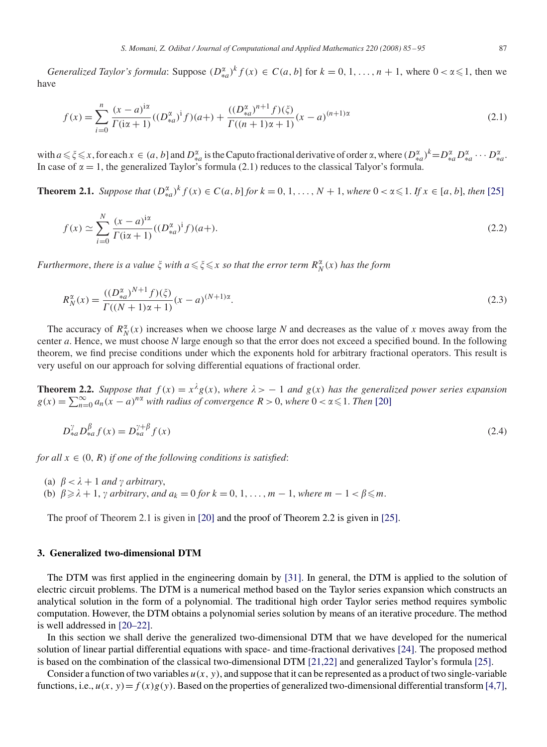*Generalized Taylor's formula*: Suppose $(D_{*a}^{\alpha})^k f(x) \in C(a, b]$ for $k = 0, 1, \ldots, n+1$, where $0 < \alpha \leqslant 1$, then we have

$$f(x) = \sum_{i=0}^{n} \frac{(x-a)^{i\alpha}}{\Gamma(i\alpha+1)} ((D_{*a}^{\alpha})^{i} f)(a+) + \frac{((D_{*a}^{\alpha})^{n+1} f)(\xi)}{\Gamma((n+1)\alpha+1)} (x-a)^{(n+1)\alpha} \tag{2.1}$$

with $a \leqslant \xi \leqslant x$, for each $x \in (a, b]$ and $D_{*a}^{\alpha}$ is the Caputo fractional derivative of order $\alpha$, where $(D_{*a}^{\alpha})^k = D_{*a}^{\alpha} D_{*a}^{\alpha} \cdots D_{*a}^{\alpha}$. In case of $\alpha = 1$, the generalized Taylor's formula (2.1) reduces to the classical Talyor's formula.

**Theorem 2.1.** *Suppose that $(D_{*a}^{\alpha})^k f(x) \in C(a, b]$ for $k = 0, 1, \ldots, N+1$, where $0 < \alpha \leqslant 1$. If $x \in [a, b]$, then* [25]

$$f(x) \simeq \sum_{i=0}^{N} \frac{(x-a)^{i\alpha}}{\Gamma(i\alpha+1)} ((D_{*a}^{\alpha})^{i} f)(a+). \tag{2.2}$$

*Furthermore, there is a value $\xi$ with $a \leqslant \xi \leqslant x$ so that the error term $R_N^{\alpha}(x)$ has the form*

$$R_N^{\alpha}(x) = \frac{((D_{*a}^{\alpha})^{N+1} f)(\xi)}{\Gamma((N+1)\alpha+1)} (x-a)^{(N+1)\alpha}. \tag{2.3}$$

The accuracy of $R_N^{\alpha}(x)$ increases when we choose large $N$ and decreases as the value of $x$ moves away from the center $a$. Hence, we must choose $N$ large enough so that the error does not exceed a specified bound. In the following theorem, we find precise conditions under which the exponents hold for arbitrary fractional operators. This result is very useful on our approach for solving differential equations of fractional order.

**Theorem 2.2.** *Suppose that $f(x) = x^{\lambda} g(x)$, where $\lambda > -1$ and $g(x)$ has the generalized power series expansion $g(x) = \sum_{n=0}^{\infty} a_n (x-a)^{n\alpha}$ with radius of convergence $R > 0$, where $0 < \alpha \leqslant 1$. Then* [20]

$$D_{*a}^{\gamma} D_{*a}^{\beta} f(x) = D_{*a}^{\gamma+\beta} f(x) \tag{2.4}$$

*for all $x \in (0, R)$ if one of the following conditions is satisfied*:

(a) $\beta < \lambda + 1$ *and* $\gamma$ *arbitrary*,
(b) $\beta \geqslant \lambda + 1$, $\gamma$ *arbitrary*, *and* $a_k = 0$ *for* $k = 0, 1, \ldots, m-1$, *where* $m - 1 < \beta \leqslant m$.

The proof of Theorem 2.1 is given in [20] and the proof of Theorem 2.2 is given in [25].

## 3. Generalized two-dimensional DTM

The DTM was first applied in the engineering domain by [31]. In general, the DTM is applied to the solution of electric circuit problems. The DTM is a numerical method based on the Taylor series expansion which constructs an analytical solution in the form of a polynomial. The traditional high order Taylor series method requires symbolic computation. However, the DTM obtains a polynomial series solution by means of an iterative procedure. The method is well addressed in [20–22].

In this section we shall derive the generalized two-dimensional DTM that we have developed for the numerical solution of linear partial differential equations with space- and time-fractional derivatives [24]. The proposed method is based on the combination of the classical two-dimensional DTM [21,22] and generalized Taylor's formula [25].

Consider a function of two variables $u(x, y)$, and suppose that it can be represented as a product of two single-variable functions, i.e., $u(x, y) = f(x)g(y)$. Based on the properties of generalized two-dimensional differential transform [4,7],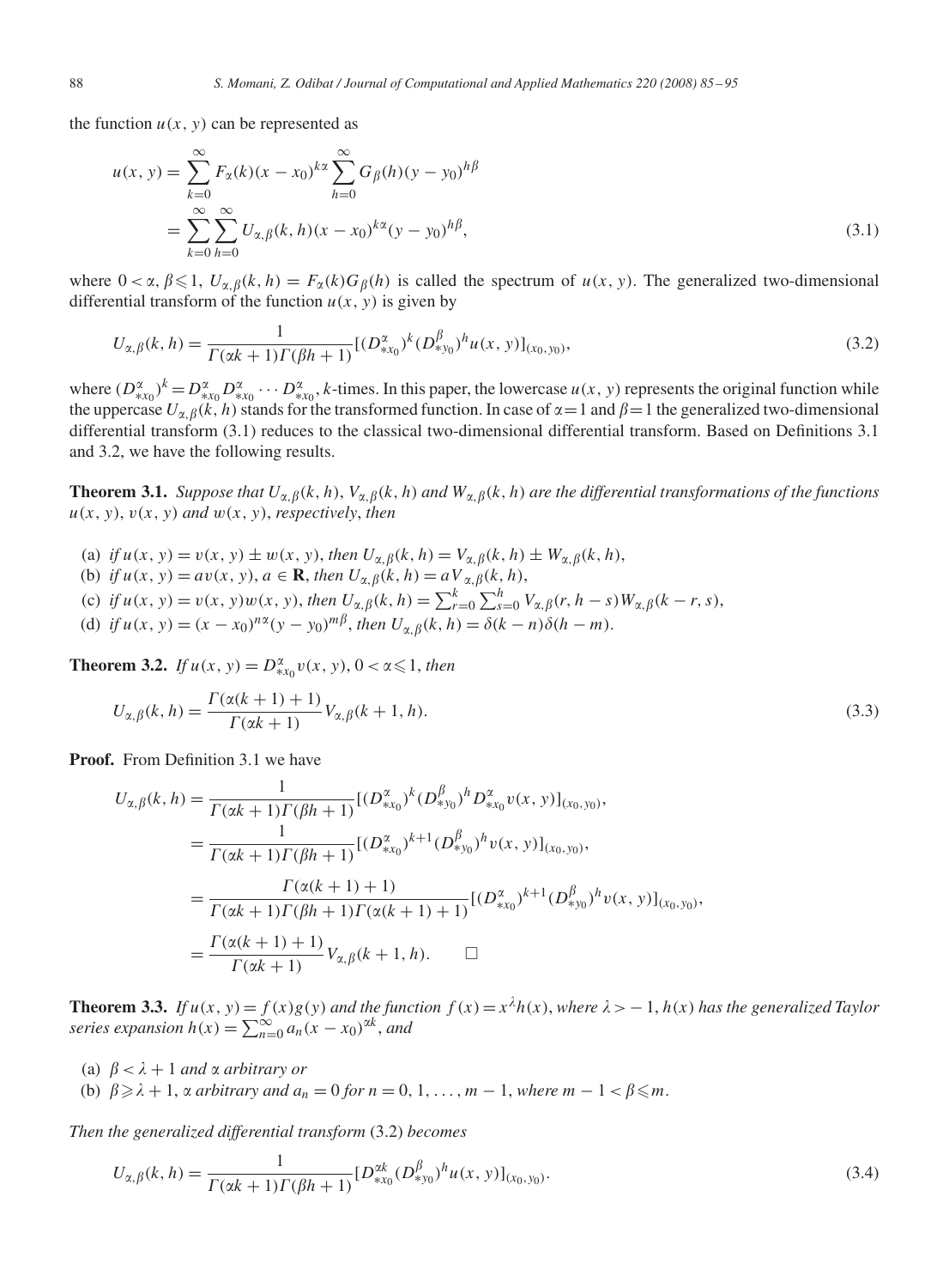the function $u(x, y)$ can be represented as

$$
\begin{aligned}
u(x, y) &= \sum_{k=0}^{\infty} F_{\alpha}(k)(x - x_0)^{k\alpha} \sum_{h=0}^{\infty} G_{\beta}(h)(y - y_0)^{h\beta} \\
&= \sum_{k=0}^{\infty} \sum_{h=0}^{\infty} U_{\alpha,\beta}(k, h)(x - x_0)^{k\alpha}(y - y_0)^{h\beta},
\end{aligned}
\tag{3.1}
$$

where $0 < \alpha, \beta \leqslant 1$, $U_{\alpha,\beta}(k, h) = F_{\alpha}(k)G_{\beta}(h)$ is called the spectrum of $u(x, y)$. The generalized two-dimensional differential transform of the function $u(x, y)$ is given by

$$
U_{\alpha,\beta}(k, h) = \frac{1}{\Gamma(\alpha k + 1)\Gamma(\beta h + 1)}[(D^{\alpha}_{*x_0})^k (D^{\beta}_{*y_0})^h u(x, y)]_{(x_0, y_0)},
\tag{3.2}
$$

where $(D^{\alpha}_{*x_0})^k = D^{\alpha}_{*x_0} D^{\alpha}_{*x_0} \cdots D^{\alpha}_{*x_0}$, $k$-times. In this paper, the lowercase $u(x, y)$ represents the original function while the uppercase $U_{\alpha,\beta}(k, h)$ stands for the transformed function. In case of $\alpha = 1$ and $\beta = 1$ the generalized two-dimensional differential transform (3.1) reduces to the classical two-dimensional differential transform. Based on Definitions 3.1 and 3.2, we have the following results.

**Theorem 3.1.** *Suppose that $U_{\alpha,\beta}(k, h)$, $V_{\alpha,\beta}(k, h)$ and $W_{\alpha,\beta}(k, h)$ are the differential transformations of the functions $u(x, y)$, $v(x, y)$ and $w(x, y)$, respectively, then*

(a) *if $u(x, y) = v(x, y) \pm w(x, y)$, then $U_{\alpha,\beta}(k, h) = V_{\alpha,\beta}(k, h) \pm W_{\alpha,\beta}(k, h)$,*
(b) *if $u(x, y) = av(x, y)$, $a \in \mathbf{R}$, then $U_{\alpha,\beta}(k, h) = aV_{\alpha,\beta}(k, h)$,*
(c) *if $u(x, y) = v(x, y)w(x, y)$, then $U_{\alpha,\beta}(k, h) = \sum_{r=0}^{k} \sum_{s=0}^{h} V_{\alpha,\beta}(r, h - s)W_{\alpha,\beta}(k - r, s)$,*
(d) *if $u(x, y) = (x - x_0)^{n\alpha}(y - y_0)^{m\beta}$, then $U_{\alpha,\beta}(k, h) = \delta(k - n)\delta(h - m)$.*

**Theorem 3.2.** *If $u(x, y) = D^{\alpha}_{*x_0} v(x, y)$, $0 < \alpha \leqslant 1$, then*

$$
U_{\alpha,\beta}(k, h) = \frac{\Gamma(\alpha(k + 1) + 1)}{\Gamma(\alpha k + 1)} V_{\alpha,\beta}(k + 1, h).
\tag{3.3}
$$

**Proof.** From Definition 3.1 we have

$$
\begin{aligned}
U_{\alpha,\beta}(k, h) &= \frac{1}{\Gamma(\alpha k + 1)\Gamma(\beta h + 1)}[(D^{\alpha}_{*x_0})^k (D^{\beta}_{*y_0})^h D^{\alpha}_{*x_0} v(x, y)]_{(x_0, y_0)}, \\
&= \frac{1}{\Gamma(\alpha k + 1)\Gamma(\beta h + 1)}[(D^{\alpha}_{*x_0})^{k+1} (D^{\beta}_{*y_0})^h v(x, y)]_{(x_0, y_0)}, \\
&= \frac{\Gamma(\alpha(k + 1) + 1)}{\Gamma(\alpha k + 1)\Gamma(\beta h + 1)\Gamma(\alpha(k + 1) + 1)}[(D^{\alpha}_{*x_0})^{k+1} (D^{\beta}_{*y_0})^h v(x, y)]_{(x_0, y_0)}, \\
&= \frac{\Gamma(\alpha(k + 1) + 1)}{\Gamma(\alpha k + 1)} V_{\alpha,\beta}(k + 1, h). \qquad \square
\end{aligned}
$$

**Theorem 3.3.** *If $u(x, y) = f(x)g(y)$ and the function $f(x) = x^{\lambda}h(x)$, where $\lambda > -1$, $h(x)$ has the generalized Taylor series expansion $h(x) = \sum_{n=0}^{\infty} a_n(x - x_0)^{\alpha k}$, and*

(a) *$\beta < \lambda + 1$ and $\alpha$ arbitrary or*
(b) *$\beta \geqslant \lambda + 1$, $\alpha$ arbitrary and $a_n = 0$ for $n = 0, 1, \ldots, m - 1$, where $m - 1 < \beta \leqslant m$.*

*Then the generalized differential transform* (3.2) *becomes*

$$
U_{\alpha,\beta}(k, h) = \frac{1}{\Gamma(\alpha k + 1)\Gamma(\beta h + 1)}[D^{\alpha k}_{*x_0} (D^{\beta}_{*y_0})^h u(x, y)]_{(x_0, y_0)}.
\tag{3.4}
$$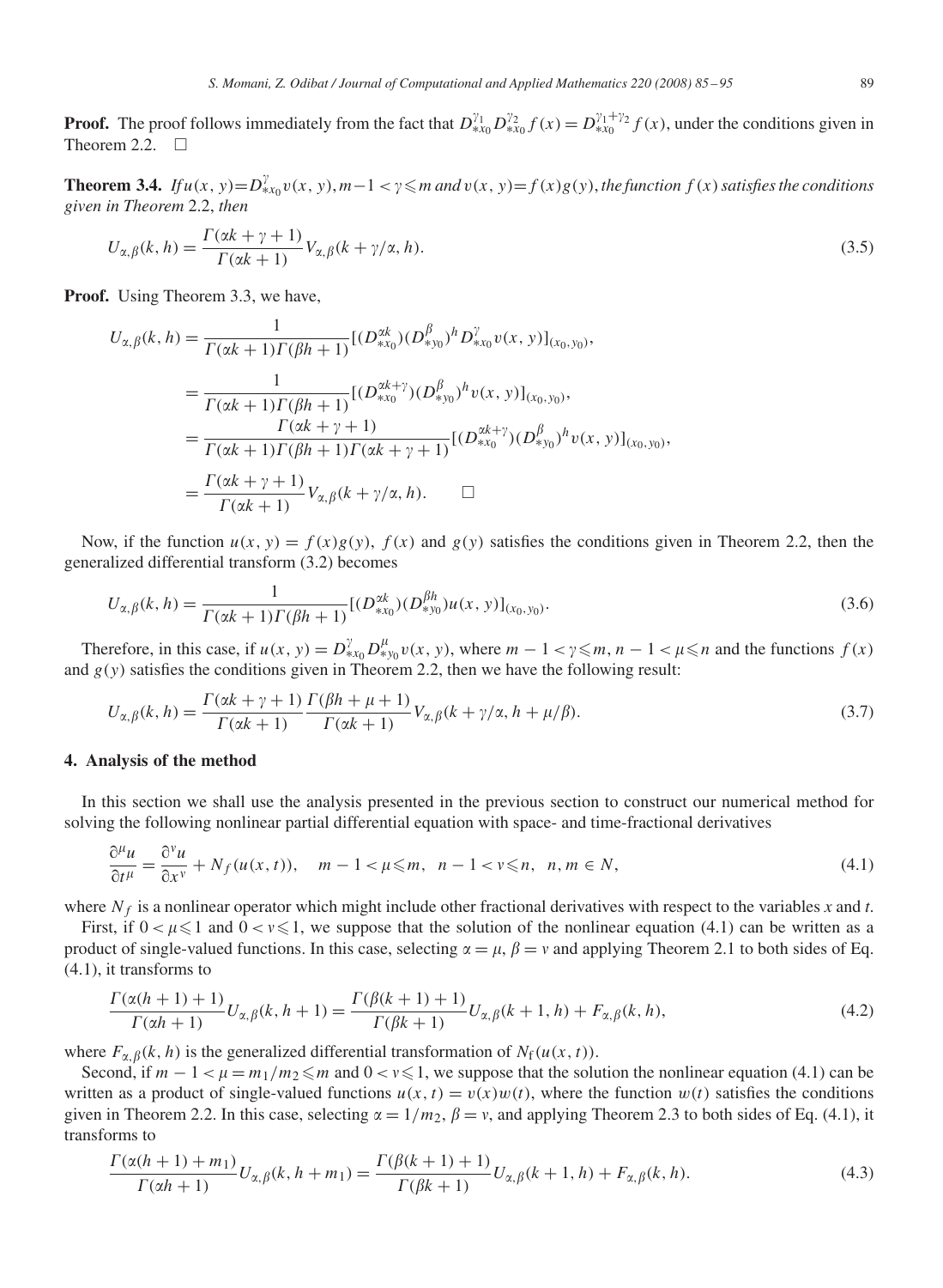**Proof.** The proof follows immediately from the fact that $D_{*x_0}^{\gamma_1} D_{*x_0}^{\gamma_2} f(x) = D_{*x_0}^{\gamma_1+\gamma_2} f(x)$, under the conditions given in Theorem 2.2. $\square$

**Theorem 3.4.** *If* $u(x, y) = D_{*x_0}^{\gamma} v(x, y)$, $m-1 < \gamma \leqslant m$ *and* $v(x, y) = f(x)g(y)$, *the function* $f(x)$ *satisfies the conditions given in Theorem* 2.2, *then*

$$U_{\alpha,\beta}(k, h) = \frac{\Gamma(\alpha k + \gamma + 1)}{\Gamma(\alpha k + 1)} V_{\alpha,\beta}(k + \gamma/\alpha, h). \tag{3.5}$$

**Proof.** Using Theorem 3.3, we have,

$$\begin{aligned}
U_{\alpha,\beta}(k, h) &= \frac{1}{\Gamma(\alpha k + 1)\Gamma(\beta h + 1)} [(D_{*x_0}^{\alpha k})(D_{*y_0}^{\beta})^h D_{*x_0}^{\gamma} v(x, y)]_{(x_0, y_0)}, \\
&= \frac{1}{\Gamma(\alpha k + 1)\Gamma(\beta h + 1)} [(D_{*x_0}^{\alpha k+\gamma})(D_{*y_0}^{\beta})^h v(x, y)]_{(x_0, y_0)}, \\
&= \frac{\Gamma(\alpha k + \gamma + 1)}{\Gamma(\alpha k + 1)\Gamma(\beta h + 1)\Gamma(\alpha k + \gamma + 1)} [(D_{*x_0}^{\alpha k+\gamma})(D_{*y_0}^{\beta})^h v(x, y)]_{(x_0, y_0)}, \\
&= \frac{\Gamma(\alpha k + \gamma + 1)}{\Gamma(\alpha k + 1)} V_{\alpha,\beta}(k + \gamma/\alpha, h). \qquad \square
\end{aligned}$$

Now, if the function $u(x, y) = f(x)g(y)$, $f(x)$ and $g(y)$ satisfies the conditions given in Theorem 2.2, then the generalized differential transform (3.2) becomes

$$U_{\alpha,\beta}(k, h) = \frac{1}{\Gamma(\alpha k + 1)\Gamma(\beta h + 1)} [(D_{*x_0}^{\alpha k})(D_{*y_0}^{\beta h}) u(x, y)]_{(x_0, y_0)}. \tag{3.6}$$

Therefore, in this case, if $u(x, y) = D_{*x_0}^{\gamma} D_{*y_0}^{\mu} v(x, y)$, where $m - 1 < \gamma \leqslant m$, $n - 1 < \mu \leqslant n$ and the functions $f(x)$ and $g(y)$ satisfies the conditions given in Theorem 2.2, then we have the following result:

$$U_{\alpha,\beta}(k, h) = \frac{\Gamma(\alpha k + \gamma + 1)}{\Gamma(\alpha k + 1)} \frac{\Gamma(\beta h + \mu + 1)}{\Gamma(\alpha k + 1)} V_{\alpha,\beta}(k + \gamma/\alpha, h + \mu/\beta). \tag{3.7}$$

## 4. Analysis of the method

In this section we shall use the analysis presented in the previous section to construct our numerical method for solving the following nonlinear partial differential equation with space- and time-fractional derivatives

$$\frac{\partial^{\mu} u}{\partial t^{\mu}} = \frac{\partial^{v} u}{\partial x^{v}} + N_f(u(x, t)), \quad m - 1 < \mu \leqslant m, \quad n - 1 < v \leqslant n, \quad n, m \in N, \tag{4.1}$$

where $N_f$ is a nonlinear operator which might include other fractional derivatives with respect to the variables $x$ and $t$.

First, if $0 < \mu \leqslant 1$ and $0 < v \leqslant 1$, we suppose that the solution of the nonlinear equation (4.1) can be written as a product of single-valued functions. In this case, selecting $\alpha = \mu$, $\beta = v$ and applying Theorem 2.1 to both sides of Eq. (4.1), it transforms to

$$\frac{\Gamma(\alpha(h + 1) + 1)}{\Gamma(\alpha h + 1)} U_{\alpha,\beta}(k, h + 1) = \frac{\Gamma(\beta(k + 1) + 1)}{\Gamma(\beta k + 1)} U_{\alpha,\beta}(k + 1, h) + F_{\alpha,\beta}(k, h), \tag{4.2}$$

where $F_{\alpha,\beta}(k, h)$ is the generalized differential transformation of $N_{\mathrm{f}}(u(x, t))$.

Second, if $m - 1 < \mu = m_1/m_2 \leqslant m$ and $0 < v \leqslant 1$, we suppose that the solution the nonlinear equation (4.1) can be written as a product of single-valued functions $u(x, t) = v(x)w(t)$, where the function $w(t)$ satisfies the conditions given in Theorem 2.2. In this case, selecting $\alpha = 1/m_2$, $\beta = v$, and applying Theorem 2.3 to both sides of Eq. (4.1), it transforms to

$$\frac{\Gamma(\alpha(h + 1) + m_1)}{\Gamma(\alpha h + 1)} U_{\alpha,\beta}(k, h + m_1) = \frac{\Gamma(\beta(k + 1) + 1)}{\Gamma(\beta k + 1)} U_{\alpha,\beta}(k + 1, h) + F_{\alpha,\beta}(k, h). \tag{4.3}$$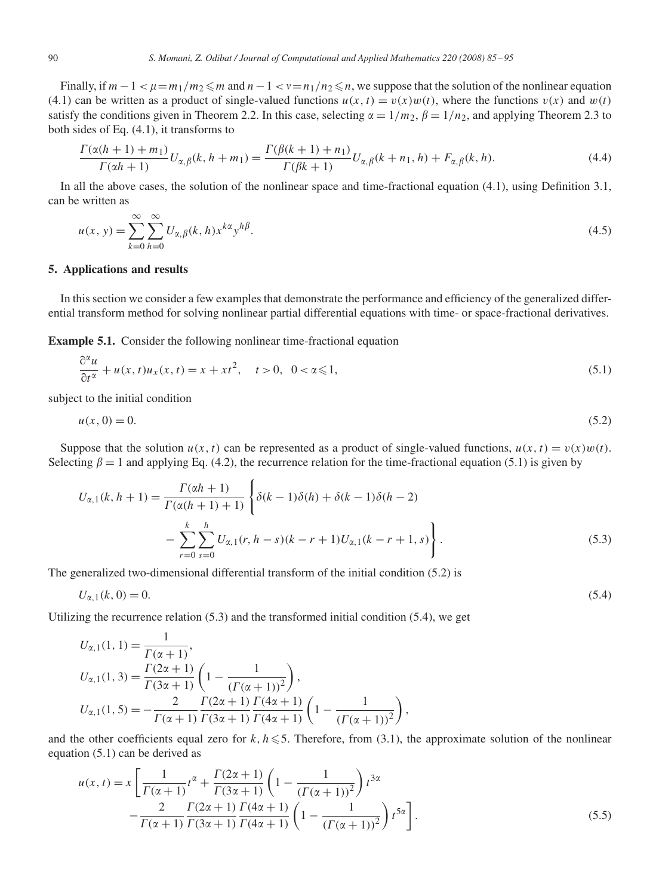Finally, if $m-1<\mu=m_1/m_2\leqslant m$ and $n-1<v=n_1/n_2\leqslant n$, we suppose that the solution of the nonlinear equation (4.1) can be written as a product of single-valued functions $u(x,t)=v(x)w(t)$, where the functions $v(x)$ and $w(t)$ satisfy the conditions given in Theorem 2.2. In this case, selecting $\alpha=1/m_2$, $\beta=1/n_2$, and applying Theorem 2.3 to both sides of Eq. (4.1), it transforms to

$$\frac{\Gamma(\alpha(h+1)+m_1)}{\Gamma(\alpha h+1)}U_{\alpha,\beta}(k,h+m_1)=\frac{\Gamma(\beta(k+1)+n_1)}{\Gamma(\beta k+1)}U_{\alpha,\beta}(k+n_1,h)+F_{\alpha,\beta}(k,h). \tag{4.4}$$

In all the above cases, the solution of the nonlinear space and time-fractional equation (4.1), using Definition 3.1, can be written as

$$u(x,y)=\sum_{k=0}^{\infty}\sum_{h=0}^{\infty}U_{\alpha,\beta}(k,h)x^{k\alpha}y^{h\beta}. \tag{4.5}$$

## 5. Applications and results

In this section we consider a few examples that demonstrate the performance and efficiency of the generalized differential transform method for solving nonlinear partial differential equations with time- or space-fractional derivatives.

**Example 5.1.** Consider the following nonlinear time-fractional equation

$$\frac{\partial^\alpha u}{\partial t^\alpha}+u(x,t)u_x(x,t)=x+xt^2,\quad t>0,\ 0<\alpha\leqslant 1, \tag{5.1}$$

subject to the initial condition

$$u(x,0)=0. \tag{5.2}$$

Suppose that the solution $u(x,t)$ can be represented as a product of single-valued functions, $u(x,t)=v(x)w(t)$. Selecting $\beta=1$ and applying Eq. (4.2), the recurrence relation for the time-fractional equation (5.1) is given by

$$\begin{aligned}U_{\alpha,1}(k,h+1)=\frac{\Gamma(\alpha h+1)}{\Gamma(\alpha(h+1)+1)}\Bigg\{&\delta(k-1)\delta(h)+\delta(k-1)\delta(h-2)\\&-\sum_{r=0}^{k}\sum_{s=0}^{h}U_{\alpha,1}(r,h-s)(k-r+1)U_{\alpha,1}(k-r+1,s)\Bigg\}.\end{aligned} \tag{5.3}$$

The generalized two-dimensional differential transform of the initial condition (5.2) is

$$U_{\alpha,1}(k,0)=0. \tag{5.4}$$

Utilizing the recurrence relation (5.3) and the transformed initial condition (5.4), we get

$$\begin{aligned}U_{\alpha,1}(1,1)&=\frac{1}{\Gamma(\alpha+1)},\\U_{\alpha,1}(1,3)&=\frac{\Gamma(2\alpha+1)}{\Gamma(3\alpha+1)}\left(1-\frac{1}{(\Gamma(\alpha+1))^2}\right),\\U_{\alpha,1}(1,5)&=-\frac{2}{\Gamma(\alpha+1)}\frac{\Gamma(2\alpha+1)}{\Gamma(3\alpha+1)}\frac{\Gamma(4\alpha+1)}{\Gamma(4\alpha+1)}\left(1-\frac{1}{(\Gamma(\alpha+1))^2}\right),\end{aligned}$$

and the other coefficients equal zero for $k,h\leqslant 5$. Therefore, from (3.1), the approximate solution of the nonlinear equation (5.1) can be derived as

$$\begin{aligned}u(x,t)=x\Bigg[&\frac{1}{\Gamma(\alpha+1)}t^\alpha+\frac{\Gamma(2\alpha+1)}{\Gamma(3\alpha+1)}\left(1-\frac{1}{(\Gamma(\alpha+1))^2}\right)t^{3\alpha}\\&-\frac{2}{\Gamma(\alpha+1)}\frac{\Gamma(2\alpha+1)}{\Gamma(3\alpha+1)}\frac{\Gamma(4\alpha+1)}{\Gamma(4\alpha+1)}\left(1-\frac{1}{(\Gamma(\alpha+1))^2}\right)t^{5\alpha}\Bigg].\end{aligned} \tag{5.5}$$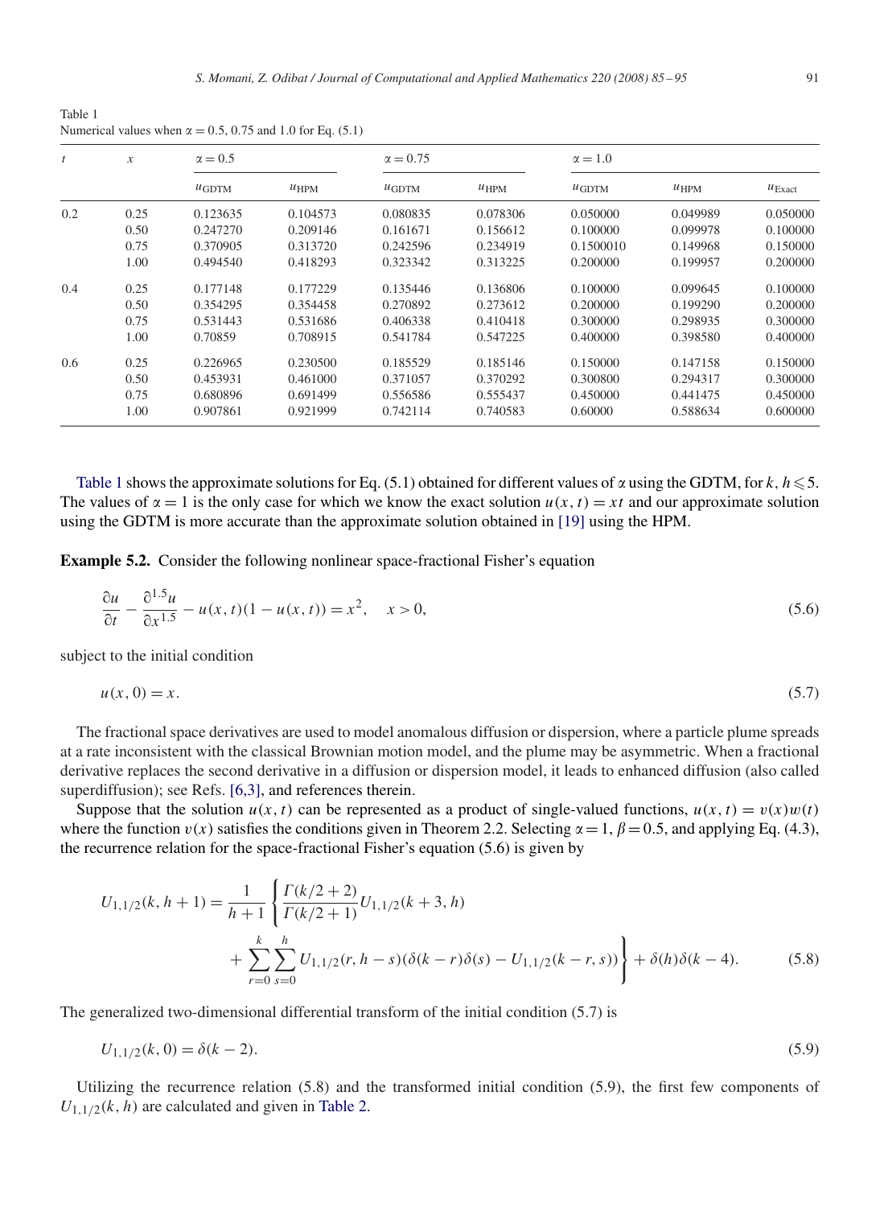Table 1
Numerical values when $\alpha = 0.5$, 0.75 and 1.0 for Eq. (5.1)

| $t$ | $x$ | $\alpha = 0.5$ | | $\alpha = 0.75$ | | $\alpha = 1.0$ | | |
|---|---|---|---|---|---|---|---|---|
| | | $u_{\text{GDTM}}$ | $u_{\text{HPM}}$ | $u_{\text{GDTM}}$ | $u_{\text{HPM}}$ | $u_{\text{GDTM}}$ | $u_{\text{HPM}}$ | $u_{\text{Exact}}$ |
| 0.2 | 0.25 | 0.123635 | 0.104573 | 0.080835 | 0.078306 | 0.050000 | 0.049989 | 0.050000 |
| | 0.50 | 0.247270 | 0.209146 | 0.161671 | 0.156612 | 0.100000 | 0.099978 | 0.100000 |
| | 0.75 | 0.370905 | 0.313720 | 0.242596 | 0.234919 | 0.1500010 | 0.149968 | 0.150000 |
| | 1.00 | 0.494540 | 0.418293 | 0.323342 | 0.313225 | 0.200000 | 0.199957 | 0.200000 |
| 0.4 | 0.25 | 0.177148 | 0.177229 | 0.135446 | 0.136806 | 0.100000 | 0.099645 | 0.100000 |
| | 0.50 | 0.354295 | 0.354458 | 0.270892 | 0.273612 | 0.200000 | 0.199290 | 0.200000 |
| | 0.75 | 0.531443 | 0.531686 | 0.406338 | 0.410418 | 0.300000 | 0.298935 | 0.300000 |
| | 1.00 | 0.70859 | 0.708915 | 0.541784 | 0.547225 | 0.400000 | 0.398580 | 0.400000 |
| 0.6 | 0.25 | 0.226965 | 0.230500 | 0.185529 | 0.185146 | 0.150000 | 0.147158 | 0.150000 |
| | 0.50 | 0.453931 | 0.461000 | 0.371057 | 0.370292 | 0.300800 | 0.294317 | 0.300000 |
| | 0.75 | 0.680896 | 0.691499 | 0.556586 | 0.555437 | 0.450000 | 0.441475 | 0.450000 |
| | 1.00 | 0.907861 | 0.921999 | 0.742114 | 0.740583 | 0.60000 | 0.588634 | 0.600000 |

Table 1 shows the approximate solutions for Eq. (5.1) obtained for different values of $\alpha$ using the GDTM, for $k, h \leqslant 5$. The values of $\alpha = 1$ is the only case for which we know the exact solution $u(x,t) = xt$ and our approximate solution using the GDTM is more accurate than the approximate solution obtained in [19] using the HPM.

**Example 5.2.** Consider the following nonlinear space-fractional Fisher's equation

$$\frac{\partial u}{\partial t} - \frac{\partial^{1.5} u}{\partial x^{1.5}} - u(x,t)(1 - u(x,t)) = x^2, \quad x > 0, \tag{5.6}$$

subject to the initial condition

$$u(x,0) = x. \tag{5.7}$$

The fractional space derivatives are used to model anomalous diffusion or dispersion, where a particle plume spreads at a rate inconsistent with the classical Brownian motion model, and the plume may be asymmetric. When a fractional derivative replaces the second derivative in a diffusion or dispersion model, it leads to enhanced diffusion (also called superdiffusion); see Refs. [6,3], and references therein.

Suppose that the solution $u(x,t)$ can be represented as a product of single-valued functions, $u(x,t) = v(x)w(t)$ where the function $v(x)$ satisfies the conditions given in Theorem 2.2. Selecting $\alpha = 1$, $\beta = 0.5$, and applying Eq. (4.3), the recurrence relation for the space-fractional Fisher's equation (5.6) is given by

$$\begin{aligned} U_{1,1/2}(k, h+1) = \frac{1}{h+1} \Bigg\{ & \frac{\Gamma(k/2+2)}{\Gamma(k/2+1)} U_{1,1/2}(k+3, h) \\ & + \sum_{r=0}^{k} \sum_{s=0}^{h} U_{1,1/2}(r, h-s)(\delta(k-r)\delta(s) - U_{1,1/2}(k-r, s)) \Bigg\} + \delta(h)\delta(k-4). \end{aligned} \tag{5.8}$$

The generalized two-dimensional differential transform of the initial condition (5.7) is

$$U_{1,1/2}(k,0) = \delta(k-2). \tag{5.9}$$

Utilizing the recurrence relation (5.8) and the transformed initial condition (5.9), the first few components of $U_{1,1/2}(k,h)$ are calculated and given in Table 2.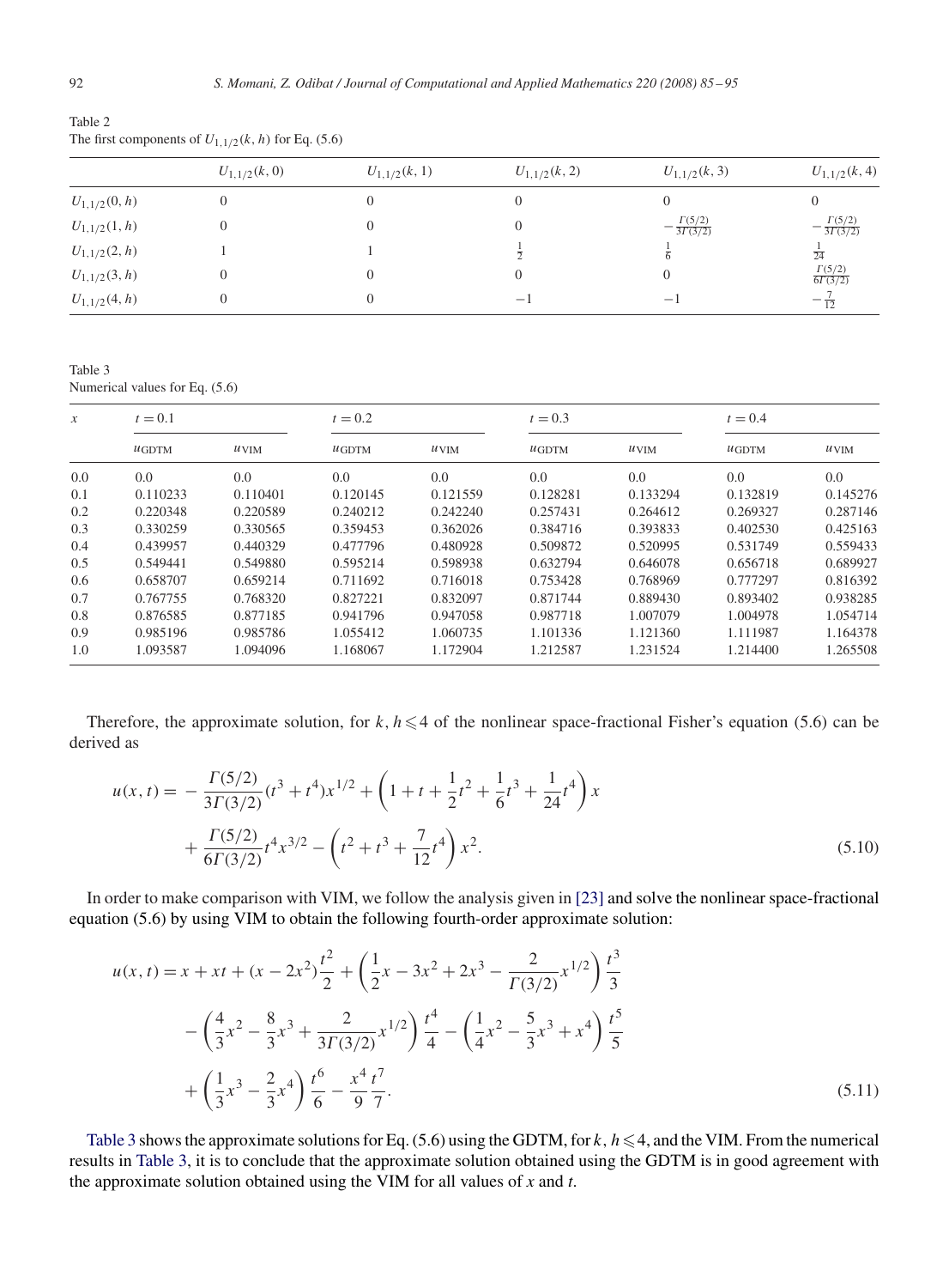Table 2
The first components of $U_{1,1/2}(k, h)$ for Eq. (5.6)

| | $U_{1,1/2}(k,0)$ | $U_{1,1/2}(k,1)$ | $U_{1,1/2}(k,2)$ | $U_{1,1/2}(k,3)$ | $U_{1,1/2}(k,4)$ |
|---|---|---|---|---|---|
| $U_{1,1/2}(0,h)$ | 0 | 0 | 0 | 0 | 0 |
| $U_{1,1/2}(1,h)$ | 0 | 0 | 0 | $-\frac{\Gamma(5/2)}{3\Gamma(3/2)}$ | $-\frac{\Gamma(5/2)}{3\Gamma(3/2)}$ |
| $U_{1,1/2}(2,h)$ | 1 | 1 | $\frac{1}{2}$ | $\frac{1}{6}$ | $\frac{1}{24}$ |
| $U_{1,1/2}(3,h)$ | 0 | 0 | 0 | 0 | $\frac{\Gamma(5/2)}{6\Gamma(3/2)}$ |
| $U_{1,1/2}(4,h)$ | 0 | 0 | $-1$ | $-1$ | $-\frac{7}{12}$ |

Table 3
Numerical values for Eq. (5.6)

| $x$ | $t = 0.1$ | | $t = 0.2$ | | $t = 0.3$ | | $t = 0.4$ | |
|---|---|---|---|---|---|---|---|---|
| | $u_{\text{GDTM}}$ | $u_{\text{VIM}}$ | $u_{\text{GDTM}}$ | $u_{\text{VIM}}$ | $u_{\text{GDTM}}$ | $u_{\text{VIM}}$ | $u_{\text{GDTM}}$ | $u_{\text{VIM}}$ |
| 0.0 | 0.0 | 0.0 | 0.0 | 0.0 | 0.0 | 0.0 | 0.0 | 0.0 |
| 0.1 | 0.110233 | 0.110401 | 0.120145 | 0.121559 | 0.128281 | 0.133294 | 0.132819 | 0.145276 |
| 0.2 | 0.220348 | 0.220589 | 0.240212 | 0.242240 | 0.257431 | 0.264612 | 0.269327 | 0.287146 |
| 0.3 | 0.330259 | 0.330565 | 0.359453 | 0.362026 | 0.384716 | 0.393833 | 0.402530 | 0.425163 |
| 0.4 | 0.439957 | 0.440329 | 0.477796 | 0.480928 | 0.509872 | 0.520995 | 0.531749 | 0.559433 |
| 0.5 | 0.549441 | 0.549880 | 0.595214 | 0.598938 | 0.632794 | 0.646078 | 0.656718 | 0.689927 |
| 0.6 | 0.658707 | 0.659214 | 0.711692 | 0.716018 | 0.753428 | 0.768969 | 0.777297 | 0.816392 |
| 0.7 | 0.767755 | 0.768320 | 0.827221 | 0.832097 | 0.871744 | 0.889430 | 0.893402 | 0.938285 |
| 0.8 | 0.876585 | 0.877185 | 0.941796 | 0.947058 | 0.987718 | 1.007079 | 1.004978 | 1.054714 |
| 0.9 | 0.985196 | 0.985786 | 1.055412 | 1.060735 | 1.101336 | 1.121360 | 1.111987 | 1.164378 |
| 1.0 | 1.093587 | 1.094096 | 1.168067 | 1.172904 | 1.212587 | 1.231524 | 1.214400 | 1.265508 |

Therefore, the approximate solution, for $k, h \leqslant 4$ of the nonlinear space-fractional Fisher's equation (5.6) can be derived as

$$u(x,t) = -\frac{\Gamma(5/2)}{3\Gamma(3/2)}(t^3 + t^4)x^{1/2} + \left(1 + t + \frac{1}{2}t^2 + \frac{1}{6}t^3 + \frac{1}{24}t^4\right)x + \frac{\Gamma(5/2)}{6\Gamma(3/2)}t^4 x^{3/2} - \left(t^2 + t^3 + \frac{7}{12}t^4\right)x^2. \tag{5.10}$$

In order to make comparison with VIM, we follow the analysis given in [23] and solve the nonlinear space-fractional equation (5.6) by using VIM to obtain the following fourth-order approximate solution:

$$u(x,t) = x + xt + (x - 2x^2)\frac{t^2}{2} + \left(\frac{1}{2}x - 3x^2 + 2x^3 - \frac{2}{\Gamma(3/2)}x^{1/2}\right)\frac{t^3}{3} - \left(\frac{4}{3}x^2 - \frac{8}{3}x^3 + \frac{2}{3\Gamma(3/2)}x^{1/2}\right)\frac{t^4}{4} - \left(\frac{1}{4}x^2 - \frac{5}{3}x^3 + x^4\right)\frac{t^5}{5} + \left(\frac{1}{3}x^3 - \frac{2}{3}x^4\right)\frac{t^6}{6} - \frac{x^4}{9}\frac{t^7}{7}. \tag{5.11}$$

Table 3 shows the approximate solutions for Eq. (5.6) using the GDTM, for $k, h \leqslant 4$, and the VIM. From the numerical results in Table 3, it is to conclude that the approximate solution obtained using the GDTM is in good agreement with the approximate solution obtained using the VIM for all values of $x$ and $t$.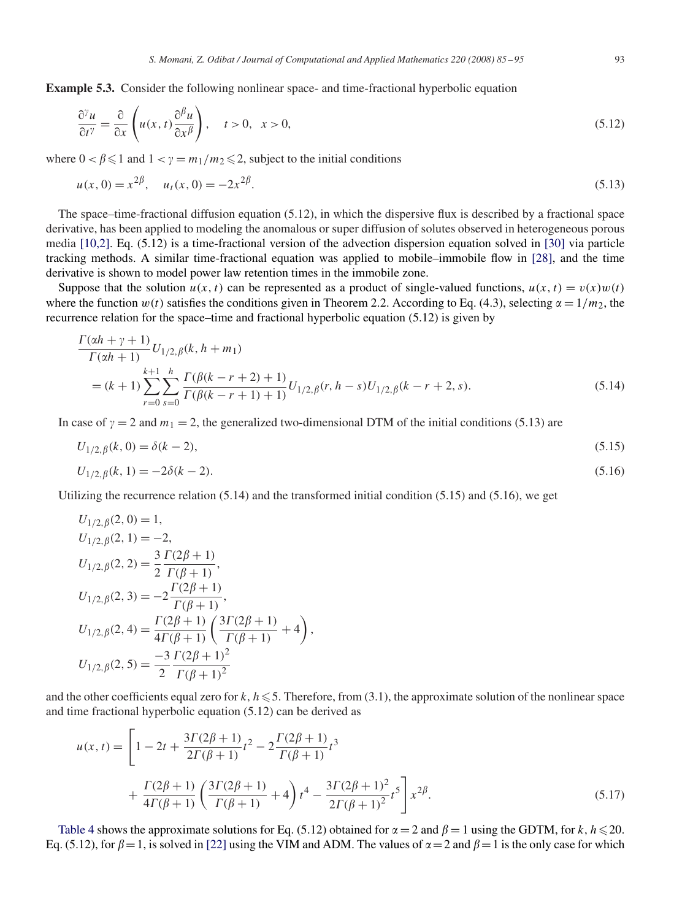**Example 5.3.** Consider the following nonlinear space- and time-fractional hyperbolic equation

$$\frac{\partial^\gamma u}{\partial t^\gamma} = \frac{\partial}{\partial x}\left(u(x,t)\frac{\partial^\beta u}{\partial x^\beta}\right), \quad t>0, \quad x>0, \tag{5.12}$$

where $0<\beta\leqslant 1$ and $1<\gamma=m_1/m_2\leqslant 2$, subject to the initial conditions

$$u(x,0)=x^{2\beta}, \quad u_t(x,0)=-2x^{2\beta}. \tag{5.13}$$

The space–time-fractional diffusion equation (5.12), in which the dispersive flux is described by a fractional space derivative, has been applied to modeling the anomalous or super diffusion of solutes observed in heterogeneous porous media [10,2]. Eq. (5.12) is a time-fractional version of the advection dispersion equation solved in [30] via particle tracking methods. A similar time-fractional equation was applied to mobile–immobile flow in [28], and the time derivative is shown to model power law retention times in the immobile zone.

Suppose that the solution $u(x,t)$ can be represented as a product of single-valued functions, $u(x,t)=v(x)w(t)$ where the function $w(t)$ satisfies the conditions given in Theorem 2.2. According to Eq. (4.3), selecting $\alpha=1/m_2$, the recurrence relation for the space–time and fractional hyperbolic equation (5.12) is given by

$$\begin{aligned}&\frac{\Gamma(\alpha h+\gamma+1)}{\Gamma(\alpha h+1)}U_{1/2,\beta}(k,h+m_1)\\&\quad=(k+1)\sum_{r=0}^{k+1}\sum_{s=0}^{h}\frac{\Gamma(\beta(k-r+2)+1)}{\Gamma(\beta(k-r+1)+1)}U_{1/2,\beta}(r,h-s)U_{1/2,\beta}(k-r+2,s).\end{aligned} \tag{5.14}$$

In case of $\gamma=2$ and $m_1=2$, the generalized two-dimensional DTM of the initial conditions (5.13) are

$$U_{1/2,\beta}(k,0)=\delta(k-2), \tag{5.15}$$

$$U_{1/2,\beta}(k,1)=-2\delta(k-2). \tag{5.16}$$

Utilizing the recurrence relation (5.14) and the transformed initial condition (5.15) and (5.16), we get

$$\begin{aligned}&U_{1/2,\beta}(2,0)=1,\\&U_{1/2,\beta}(2,1)=-2,\\&U_{1/2,\beta}(2,2)=\frac{3}{2}\frac{\Gamma(2\beta+1)}{\Gamma(\beta+1)},\\&U_{1/2,\beta}(2,3)=-2\frac{\Gamma(2\beta+1)}{\Gamma(\beta+1)},\\&U_{1/2,\beta}(2,4)=\frac{\Gamma(2\beta+1)}{4\Gamma(\beta+1)}\left(\frac{3\Gamma(2\beta+1)}{\Gamma(\beta+1)}+4\right),\\&U_{1/2,\beta}(2,5)=\frac{-3}{2}\frac{\Gamma(2\beta+1)^2}{\Gamma(\beta+1)^2}\end{aligned}$$

and the other coefficients equal zero for $k,h\leqslant 5$. Therefore, from (3.1), the approximate solution of the nonlinear space and time fractional hyperbolic equation (5.12) can be derived as

$$\begin{aligned}u(x,t)=\Bigg[&1-2t+\frac{3\Gamma(2\beta+1)}{2\Gamma(\beta+1)}t^2-2\frac{\Gamma(2\beta+1)}{\Gamma(\beta+1)}t^3\\&+\frac{\Gamma(2\beta+1)}{4\Gamma(\beta+1)}\left(\frac{3\Gamma(2\beta+1)}{\Gamma(\beta+1)}+4\right)t^4-\frac{3\Gamma(2\beta+1)^2}{2\Gamma(\beta+1)^2}t^5\Bigg]x^{2\beta}.\end{aligned} \tag{5.17}$$

Table 4 shows the approximate solutions for Eq. (5.12) obtained for $\alpha=2$ and $\beta=1$ using the GDTM, for $k,h\leqslant 20$. Eq. (5.12), for $\beta=1$, is solved in [22] using the VIM and ADM. The values of $\alpha=2$ and $\beta=1$ is the only case for which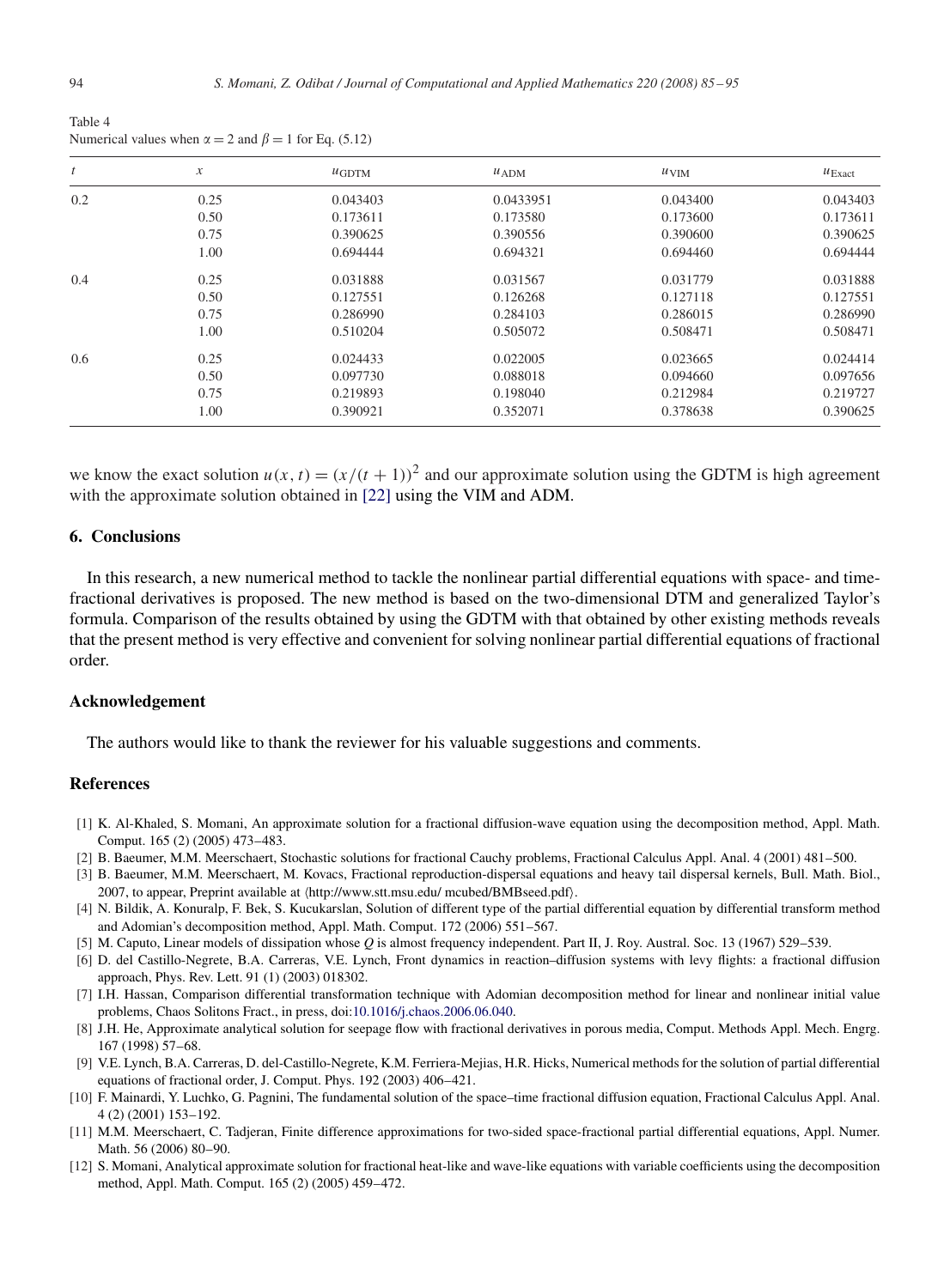Table 4
Numerical values when $\alpha = 2$ and $\beta = 1$ for Eq. (5.12)

| $t$ | $x$ | $u_{\text{GDTM}}$ | $u_{\text{ADM}}$ | $u_{\text{VIM}}$ | $u_{\text{Exact}}$ |
|---|---|---|---|---|---|
| 0.2 | 0.25 | 0.043403 | 0.0433951 | 0.043400 | 0.043403 |
| | 0.50 | 0.173611 | 0.173580 | 0.173600 | 0.173611 |
| | 0.75 | 0.390625 | 0.390556 | 0.390600 | 0.390625 |
| | 1.00 | 0.694444 | 0.694321 | 0.694460 | 0.694444 |
| 0.4 | 0.25 | 0.031888 | 0.031567 | 0.031779 | 0.031888 |
| | 0.50 | 0.127551 | 0.126268 | 0.127118 | 0.127551 |
| | 0.75 | 0.286990 | 0.284103 | 0.286015 | 0.286990 |
| | 1.00 | 0.510204 | 0.505072 | 0.508471 | 0.508471 |
| 0.6 | 0.25 | 0.024433 | 0.022005 | 0.023665 | 0.024414 |
| | 0.50 | 0.097730 | 0.088018 | 0.094660 | 0.097656 |
| | 0.75 | 0.219893 | 0.198040 | 0.212984 | 0.219727 |
| | 1.00 | 0.390921 | 0.352071 | 0.378638 | 0.390625 |

we know the exact solution $u(x,t) = (x/(t+1))^2$ and our approximate solution using the GDTM is high agreement with the approximate solution obtained in [22] using the VIM and ADM.

## 6. Conclusions

In this research, a new numerical method to tackle the nonlinear partial differential equations with space- and time-fractional derivatives is proposed. The new method is based on the two-dimensional DTM and generalized Taylor's formula. Comparison of the results obtained by using the GDTM with that obtained by other existing methods reveals that the present method is very effective and convenient for solving nonlinear partial differential equations of fractional order.

## Acknowledgement

The authors would like to thank the reviewer for his valuable suggestions and comments.

## References

[1] K. Al-Khaled, S. Momani, An approximate solution for a fractional diffusion-wave equation using the decomposition method, Appl. Math. Comput. 165 (2) (2005) 473–483.

[2] B. Baeumer, M.M. Meerschaert, Stochastic solutions for fractional Cauchy problems, Fractional Calculus Appl. Anal. 4 (2001) 481–500.

[3] B. Baeumer, M.M. Meerschaert, M. Kovacs, Fractional reproduction-dispersal equations and heavy tail dispersal kernels, Bull. Math. Biol., 2007, to appear, Preprint available at ⟨http://www.stt.msu.edu/ mcubed/BMBseed.pdf⟩.

[4] N. Bildik, A. Konuralp, F. Bek, S. Kucukarslan, Solution of different type of the partial differential equation by differential transform method and Adomian's decomposition method, Appl. Math. Comput. 172 (2006) 551–567.

[5] M. Caputo, Linear models of dissipation whose $Q$ is almost frequency independent. Part II, J. Roy. Austral. Soc. 13 (1967) 529–539.

[6] D. del Castillo-Negrete, B.A. Carreras, V.E. Lynch, Front dynamics in reaction–diffusion systems with levy flights: a fractional diffusion approach, Phys. Rev. Lett. 91 (1) (2003) 018302.

[7] I.H. Hassan, Comparison differential transformation technique with Adomian decomposition method for linear and nonlinear initial value problems, Chaos Solitons Fract., in press, doi:10.1016/j.chaos.2006.06.040.

[8] J.H. He, Approximate analytical solution for seepage flow with fractional derivatives in porous media, Comput. Methods Appl. Mech. Engrg. 167 (1998) 57–68.

[9] V.E. Lynch, B.A. Carreras, D. del-Castillo-Negrete, K.M. Ferriera-Mejias, H.R. Hicks, Numerical methods for the solution of partial differential equations of fractional order, J. Comput. Phys. 192 (2003) 406–421.

[10] F. Mainardi, Y. Luchko, G. Pagnini, The fundamental solution of the space–time fractional diffusion equation, Fractional Calculus Appl. Anal. 4 (2) (2001) 153–192.

[11] M.M. Meerschaert, C. Tadjeran, Finite difference approximations for two-sided space-fractional partial differential equations, Appl. Numer. Math. 56 (2006) 80–90.

[12] S. Momani, Analytical approximate solution for fractional heat-like and wave-like equations with variable coefficients using the decomposition method, Appl. Math. Comput. 165 (2) (2005) 459–472.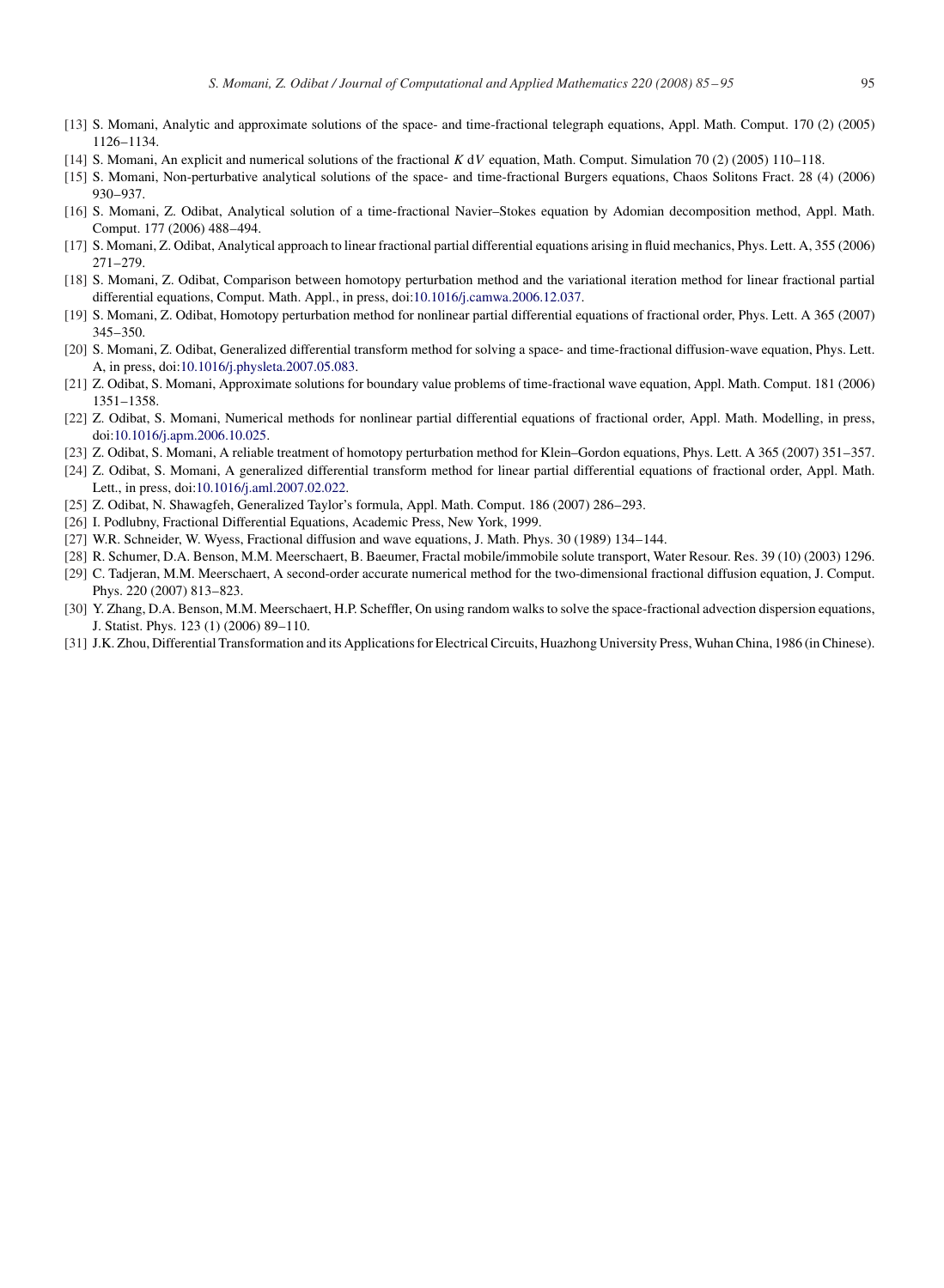[13] S. Momani, Analytic and approximate solutions of the space- and time-fractional telegraph equations, Appl. Math. Comput. 170 (2) (2005) 1126–1134.

[14] S. Momani, An explicit and numerical solutions of the fractional $K\,dV$ equation, Math. Comput. Simulation 70 (2) (2005) 110–118.

[15] S. Momani, Non-perturbative analytical solutions of the space- and time-fractional Burgers equations, Chaos Solitons Fract. 28 (4) (2006) 930–937.

[16] S. Momani, Z. Odibat, Analytical solution of a time-fractional Navier–Stokes equation by Adomian decomposition method, Appl. Math. Comput. 177 (2006) 488–494.

[17] S. Momani, Z. Odibat, Analytical approach to linear fractional partial differential equations arising in fluid mechanics, Phys. Lett. A, 355 (2006) 271–279.

[18] S. Momani, Z. Odibat, Comparison between homotopy perturbation method and the variational iteration method for linear fractional partial differential equations, Comput. Math. Appl., in press, doi:10.1016/j.camwa.2006.12.037.

[19] S. Momani, Z. Odibat, Homotopy perturbation method for nonlinear partial differential equations of fractional order, Phys. Lett. A 365 (2007) 345–350.

[20] S. Momani, Z. Odibat, Generalized differential transform method for solving a space- and time-fractional diffusion-wave equation, Phys. Lett. A, in press, doi:10.1016/j.physleta.2007.05.083.

[21] Z. Odibat, S. Momani, Approximate solutions for boundary value problems of time-fractional wave equation, Appl. Math. Comput. 181 (2006) 1351–1358.

[22] Z. Odibat, S. Momani, Numerical methods for nonlinear partial differential equations of fractional order, Appl. Math. Modelling, in press, doi:10.1016/j.apm.2006.10.025.

[23] Z. Odibat, S. Momani, A reliable treatment of homotopy perturbation method for Klein–Gordon equations, Phys. Lett. A 365 (2007) 351–357.

[24] Z. Odibat, S. Momani, A generalized differential transform method for linear partial differential equations of fractional order, Appl. Math. Lett., in press, doi:10.1016/j.aml.2007.02.022.

[25] Z. Odibat, N. Shawagfeh, Generalized Taylor's formula, Appl. Math. Comput. 186 (2007) 286–293.

[26] I. Podlubny, Fractional Differential Equations, Academic Press, New York, 1999.

[27] W.R. Schneider, W. Wyess, Fractional diffusion and wave equations, J. Math. Phys. 30 (1989) 134–144.

[28] R. Schumer, D.A. Benson, M.M. Meerschaert, B. Baeumer, Fractal mobile/immobile solute transport, Water Resour. Res. 39 (10) (2003) 1296.

[29] C. Tadjeran, M.M. Meerschaert, A second-order accurate numerical method for the two-dimensional fractional diffusion equation, J. Comput. Phys. 220 (2007) 813–823.

[30] Y. Zhang, D.A. Benson, M.M. Meerschaert, H.P. Scheffler, On using random walks to solve the space-fractional advection dispersion equations, J. Statist. Phys. 123 (1) (2006) 89–110.

[31] J.K. Zhou, Differential Transformation and its Applications for Electrical Circuits, Huazhong University Press, Wuhan China, 1986 (in Chinese).